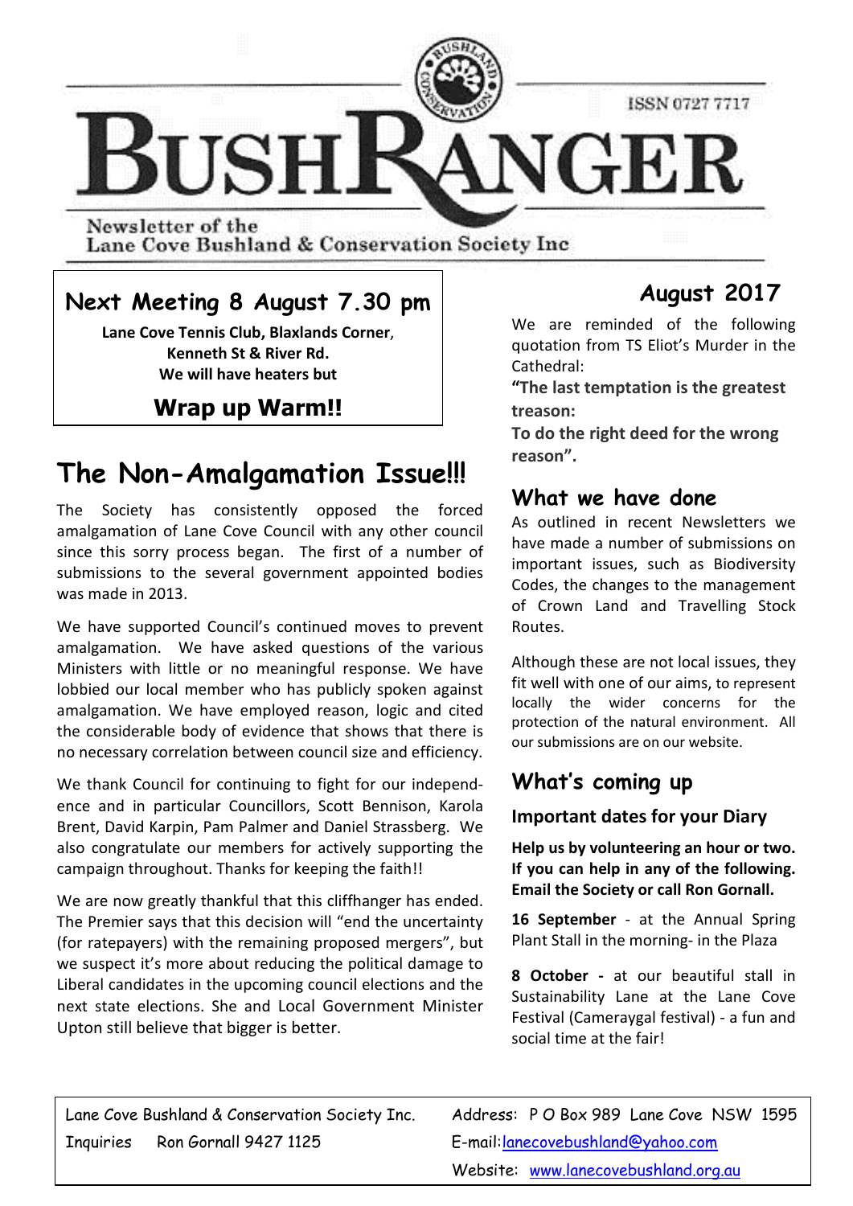# BUSHRANGER

ISSN 0727 7717

Newsletter of the
Lane Cove Bushland & Conservation Society Inc

## Next Meeting 8 August 7.30 pm

**Lane Cove Tennis Club, Blaxlands Corner, Kenneth St & River Rd.**
**We will have heaters but**

**Wrap up Warm!!**

## The Non-Amalgamation Issue!!!

The Society has consistently opposed the forced amalgamation of Lane Cove Council with any other council since this sorry process began. The first of a number of submissions to the several government appointed bodies was made in 2013.

We have supported Council's continued moves to prevent amalgamation. We have asked questions of the various Ministers with little or no meaningful response. We have lobbied our local member who has publicly spoken against amalgamation. We have employed reason, logic and cited the considerable body of evidence that shows that there is no necessary correlation between council size and efficiency.

We thank Council for continuing to fight for our independence and in particular Councillors, Scott Bennison, Karola Brent, David Karpin, Pam Palmer and Daniel Strassberg. We also congratulate our members for actively supporting the campaign throughout. Thanks for keeping the faith!!

We are now greatly thankful that this cliffhanger has ended. The Premier says that this decision will "end the uncertainty (for ratepayers) with the remaining proposed mergers", but we suspect it's more about reducing the political damage to Liberal candidates in the upcoming council elections and the next state elections. She and Local Government Minister Upton still believe that bigger is better.

## August 2017

We are reminded of the following quotation from TS Eliot's Murder in the Cathedral:

**"The last temptation is the greatest treason:**
**To do the right deed for the wrong reason".**

## What we have done

As outlined in recent Newsletters we have made a number of submissions on important issues, such as Biodiversity Codes, the changes to the management of Crown Land and Travelling Stock Routes.

Although these are not local issues, they fit well with one of our aims, to represent locally the wider concerns for the protection of the natural environment. All our submissions are on our website.

## What's coming up

### Important dates for your Diary

**Help us by volunteering an hour or two. If you can help in any of the following. Email the Society or call Ron Gornall.**

**16 September** - at the Annual Spring Plant Stall in the morning- in the Plaza

**8 October -** at our beautiful stall in Sustainability Lane at the Lane Cove Festival (Cameraygal festival) - a fun and social time at the fair!

Lane Cove Bushland & Conservation Society Inc.
Inquiries Ron Gornall 9427 1125

Address: P O Box 989 Lane Cove NSW 1595
E-mail: lanecovebushland@yahoo.com
Website: www.lanecovebushland.org.au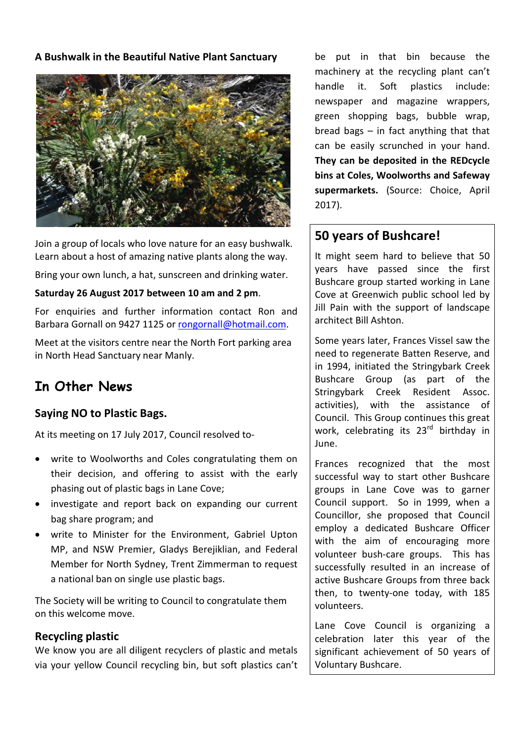**A Bushwalk in the Beautiful Native Plant Sanctuary**

Join a group of locals who love nature for an easy bushwalk. Learn about a host of amazing native plants along the way.

Bring your own lunch, a hat, sunscreen and drinking water.

**Saturday 26 August 2017 between 10 am and 2 pm**.

For enquiries and further information contact Ron and Barbara Gornall on 9427 1125 or rongornall@hotmail.com.

Meet at the visitors centre near the North Fort parking area in North Head Sanctuary near Manly.

# In Other News

## Saying NO to Plastic Bags.

At its meeting on 17 July 2017, Council resolved to-

- write to Woolworths and Coles congratulating them on their decision, and offering to assist with the early phasing out of plastic bags in Lane Cove;
- investigate and report back on expanding our current bag share program; and
- write to Minister for the Environment, Gabriel Upton MP, and NSW Premier, Gladys Berejiklian, and Federal Member for North Sydney, Trent Zimmerman to request a national ban on single use plastic bags.

The Society will be writing to Council to congratulate them on this welcome move.

## Recycling plastic

We know you are all diligent recyclers of plastic and metals via your yellow Council recycling bin, but soft plastics can't be put in that bin because the machinery at the recycling plant can't handle it. Soft plastics include: newspaper and magazine wrappers, green shopping bags, bubble wrap, bread bags – in fact anything that that can be easily scrunched in your hand. **They can be deposited in the REDcycle bins at Coles, Woolworths and Safeway supermarkets.** (Source: Choice, April 2017).

## 50 years of Bushcare!

It might seem hard to believe that 50 years have passed since the first Bushcare group started working in Lane Cove at Greenwich public school led by Jill Pain with the support of landscape architect Bill Ashton.

Some years later, Frances Vissel saw the need to regenerate Batten Reserve, and in 1994, initiated the Stringybark Creek Bushcare Group (as part of the Stringybark Creek Resident Assoc. activities), with the assistance of Council. This Group continues this great work, celebrating its 23rd birthday in June.

Frances recognized that the most successful way to start other Bushcare groups in Lane Cove was to garner Council support. So in 1999, when a Councillor, she proposed that Council employ a dedicated Bushcare Officer with the aim of encouraging more volunteer bush-care groups. This has successfully resulted in an increase of active Bushcare Groups from three back then, to twenty-one today, with 185 volunteers.

Lane Cove Council is organizing a celebration later this year of the significant achievement of 50 years of Voluntary Bushcare.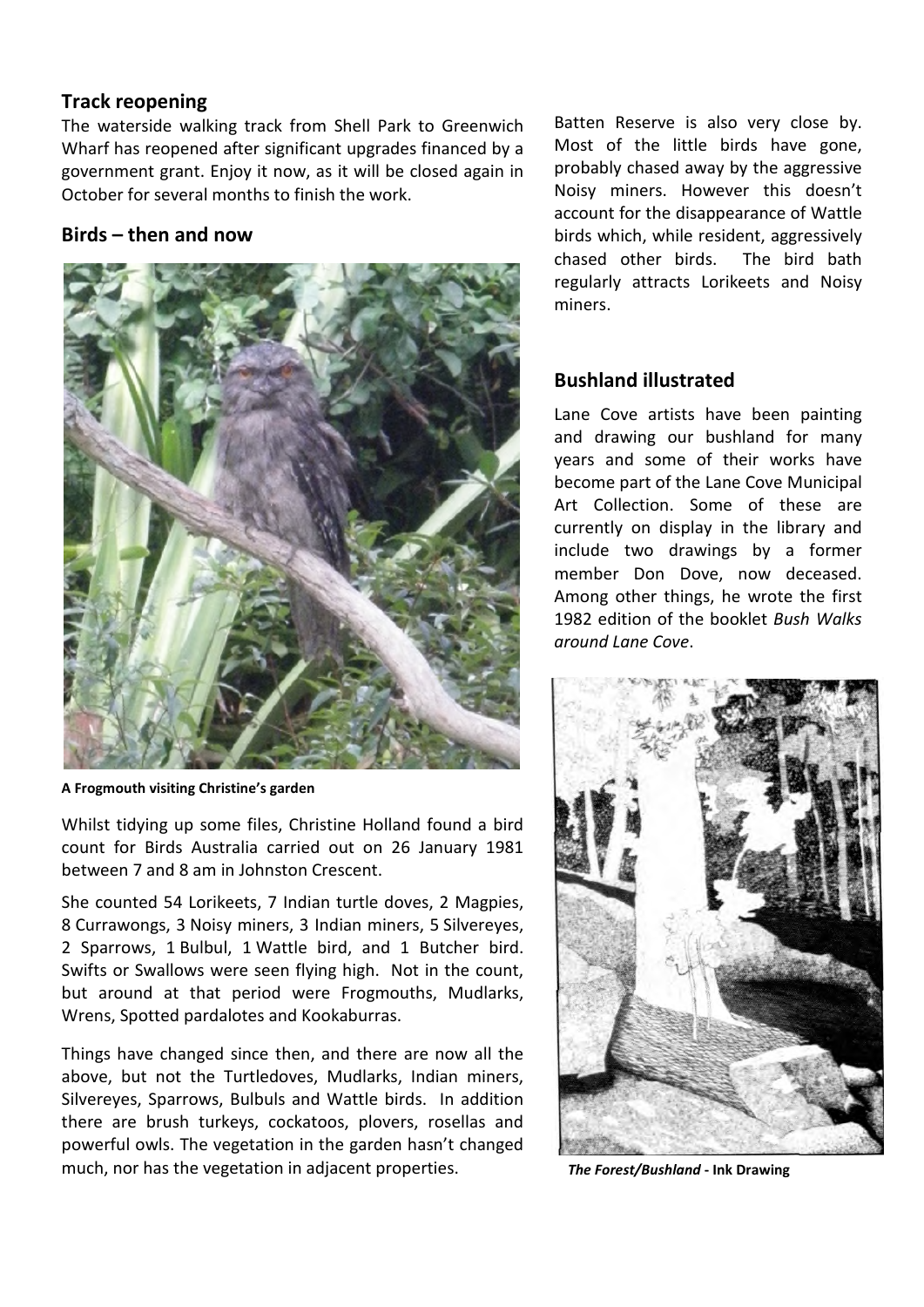## Track reopening

The waterside walking track from Shell Park to Greenwich Wharf has reopened after significant upgrades financed by a government grant. Enjoy it now, as it will be closed again in October for several months to finish the work.

## Birds – then and now

**A Frogmouth visiting Christine's garden**

Whilst tidying up some files, Christine Holland found a bird count for Birds Australia carried out on 26 January 1981 between 7 and 8 am in Johnston Crescent.

She counted 54 Lorikeets, 7 Indian turtle doves, 2 Magpies, 8 Currawongs, 3 Noisy miners, 3 Indian miners, 5 Silvereyes, 2 Sparrows, 1 Bulbul, 1 Wattle bird, and 1 Butcher bird. Swifts or Swallows were seen flying high. Not in the count, but around at that period were Frogmouths, Mudlarks, Wrens, Spotted pardalotes and Kookaburras.

Things have changed since then, and there are now all the above, but not the Turtledoves, Mudlarks, Indian miners, Silvereyes, Sparrows, Bulbuls and Wattle birds. In addition there are brush turkeys, cockatoos, plovers, rosellas and powerful owls. The vegetation in the garden hasn't changed much, nor has the vegetation in adjacent properties.

Batten Reserve is also very close by. Most of the little birds have gone, probably chased away by the aggressive Noisy miners. However this doesn't account for the disappearance of Wattle birds which, while resident, aggressively chased other birds. The bird bath regularly attracts Lorikeets and Noisy miners.

## Bushland illustrated

Lane Cove artists have been painting and drawing our bushland for many years and some of their works have become part of the Lane Cove Municipal Art Collection. Some of these are currently on display in the library and include two drawings by a former member Don Dove, now deceased. Among other things, he wrote the first 1982 edition of the booklet *Bush Walks around Lane Cove*.

***The Forest/Bushland*** **- Ink Drawing**